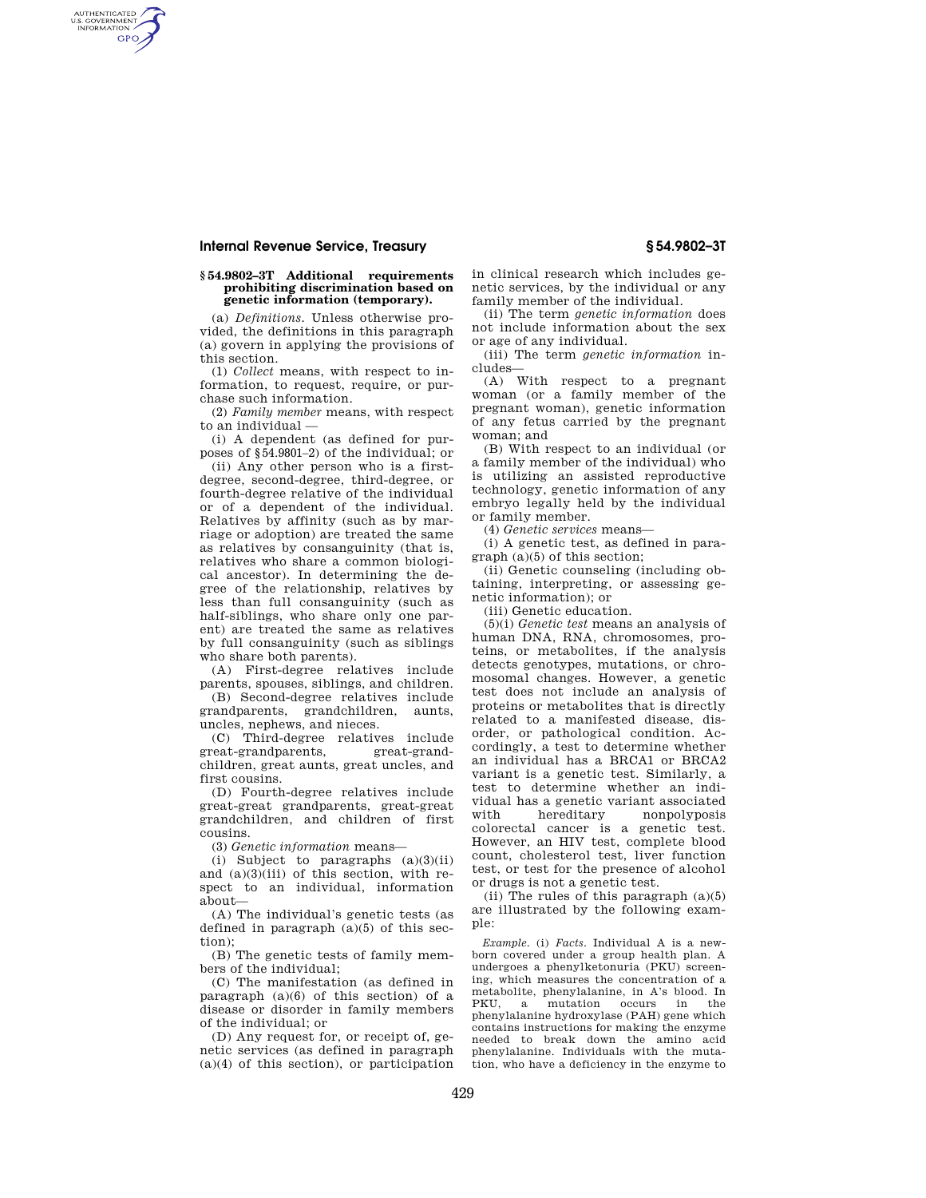### § 54.9802–3T Additional requirements prohibiting discrimination based on genetic information (temporary).

(a) *Definitions.* Unless otherwise provided, the definitions in this paragraph (a) govern in applying the provisions of this section.

(1) *Collect* means, with respect to information, to request, require, or purchase such information.

(2) *Family member* means, with respect to an individual —

(i) A dependent (as defined for purposes of §54.9801–2) of the individual; or

(ii) Any other person who is a first-degree, second-degree, third-degree, or fourth-degree relative of the individual or of a dependent of the individual. Relatives by affinity (such as by marriage or adoption) are treated the same as relatives by consanguinity (that is, relatives who share a common biological ancestor). In determining the degree of the relationship, relatives by less than full consanguinity (such as half-siblings, who share only one parent) are treated the same as relatives by full consanguinity (such as siblings who share both parents).

(A) First-degree relatives include parents, spouses, siblings, and children.

(B) Second-degree relatives include grandparents, grandchildren, aunts, uncles, nephews, and nieces.

(C) Third-degree relatives include great-grandparents, great-grandchildren, great aunts, great uncles, and first cousins.

(D) Fourth-degree relatives include great-great grandparents, great-great grandchildren, and children of first cousins.

(3) *Genetic information* means—

(i) Subject to paragraphs (a)(3)(ii) and (a)(3)(iii) of this section, with respect to an individual, information about—

(A) The individual's genetic tests (as defined in paragraph (a)(5) of this section);

(B) The genetic tests of family members of the individual;

(C) The manifestation (as defined in paragraph (a)(6) of this section) of a disease or disorder in family members of the individual; or

(D) Any request for, or receipt of, genetic services (as defined in paragraph (a)(4) of this section), or participation in clinical research which includes genetic services, by the individual or any family member of the individual.

(ii) The term *genetic information* does not include information about the sex or age of any individual.

(iii) The term *genetic information* includes—

(A) With respect to a pregnant woman (or a family member of the pregnant woman), genetic information of any fetus carried by the pregnant woman; and

(B) With respect to an individual (or a family member of the individual) who is utilizing an assisted reproductive technology, genetic information of any embryo legally held by the individual or family member.

(4) *Genetic services* means—

(i) A genetic test, as defined in paragraph (a)(5) of this section;

(ii) Genetic counseling (including obtaining, interpreting, or assessing genetic information); or

(iii) Genetic education.

(5)(i) *Genetic test* means an analysis of human DNA, RNA, chromosomes, proteins, or metabolites, if the analysis detects genotypes, mutations, or chromosomal changes. However, a genetic test does not include an analysis of proteins or metabolites that is directly related to a manifested disease, disorder, or pathological condition. Accordingly, a test to determine whether an individual has a BRCA1 or BRCA2 variant is a genetic test. Similarly, a test to determine whether an individual has a genetic variant associated with hereditary nonpolyposis colorectal cancer is a genetic test. However, an HIV test, complete blood count, cholesterol test, liver function test, or test for the presence of alcohol or drugs is not a genetic test.

(ii) The rules of this paragraph (a)(5) are illustrated by the following example:

*Example.* (i) *Facts.* Individual A is a newborn covered under a group health plan. A undergoes a phenylketonuria (PKU) screening, which measures the concentration of a metabolite, phenylalanine, in A's blood. In PKU, a mutation occurs in the phenylalanine hydroxylase (PAH) gene which contains instructions for making the enzyme needed to break down the amino acid phenylalanine. Individuals with the mutation, who have a deficiency in the enzyme to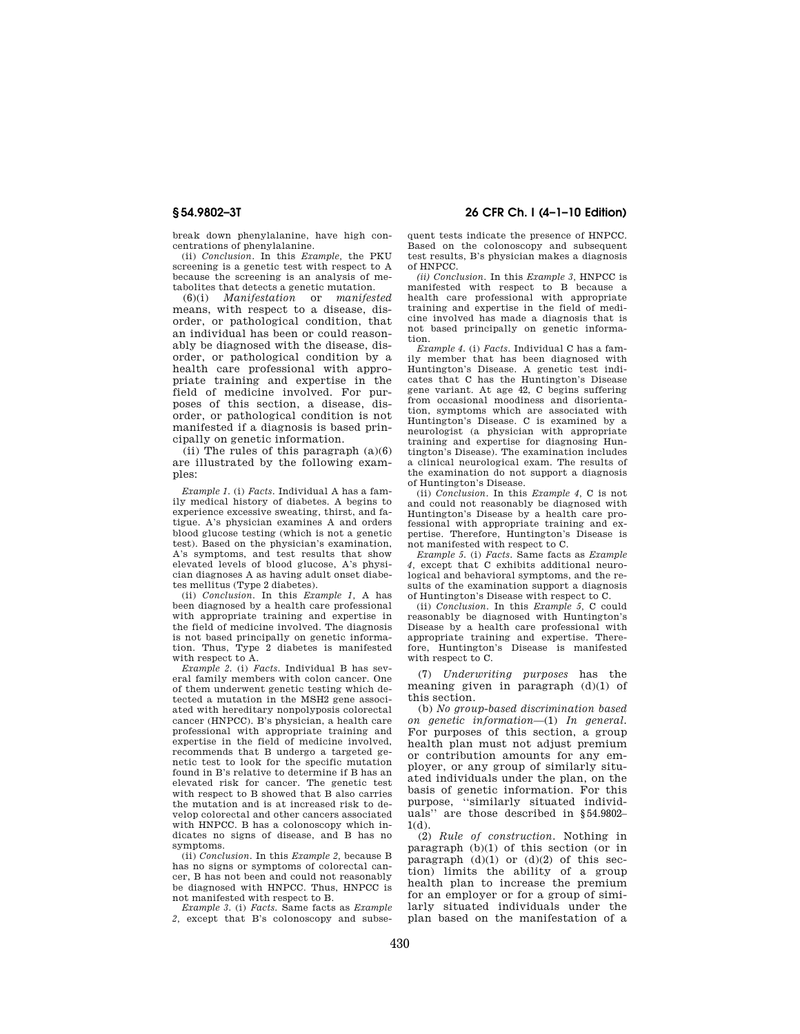break down phenylalanine, have high concentrations of phenylalanine.

(ii) *Conclusion.* In this *Example,* the PKU screening is a genetic test with respect to A because the screening is an analysis of metabolites that detects a genetic mutation.

(6)(i) *Manifestation* or *manifested* means, with respect to a disease, disorder, or pathological condition, that an individual has been or could reasonably be diagnosed with the disease, disorder, or pathological condition by a health care professional with appropriate training and expertise in the field of medicine involved. For purposes of this section, a disease, disorder, or pathological condition is not manifested if a diagnosis is based principally on genetic information.

(ii) The rules of this paragraph (a)(6) are illustrated by the following examples:

*Example 1.* (i) *Facts.* Individual A has a family medical history of diabetes. A begins to experience excessive sweating, thirst, and fatigue. A's physician examines A and orders blood glucose testing (which is not a genetic test). Based on the physician's examination, A's symptoms, and test results that show elevated levels of blood glucose, A's physician diagnoses A as having adult onset diabetes mellitus (Type 2 diabetes).

(ii) *Conclusion.* In this *Example 1,* A has been diagnosed by a health care professional with appropriate training and expertise in the field of medicine involved. The diagnosis is not based principally on genetic information. Thus, Type 2 diabetes is manifested with respect to A.

*Example 2.* (i) *Facts.* Individual B has several family members with colon cancer. One of them underwent genetic testing which detected a mutation in the MSH2 gene associated with hereditary nonpolyposis colorectal cancer (HNPCC). B's physician, a health care professional with appropriate training and expertise in the field of medicine involved, recommends that B undergo a targeted genetic test to look for the specific mutation found in B's relative to determine if B has an elevated risk for cancer. The genetic test with respect to B showed that B also carries the mutation and is at increased risk to develop colorectal and other cancers associated with HNPCC. B has a colonoscopy which indicates no signs of disease, and B has no symptoms.

(ii) *Conclusion.* In this *Example 2,* because B has no signs or symptoms of colorectal cancer, B has not been and could not reasonably be diagnosed with HNPCC. Thus, HNPCC is not manifested with respect to B.

*Example 3.* (i) *Facts.* Same facts as *Example 2,* except that B's colonoscopy and subsequent tests indicate the presence of HNPCC. Based on the colonoscopy and subsequent test results, B's physician makes a diagnosis of HNPCC.

*(ii) Conclusion.* In this *Example 3,* HNPCC is manifested with respect to B because a health care professional with appropriate training and expertise in the field of medicine involved has made a diagnosis that is not based principally on genetic information.

*Example 4.* (i) *Facts.* Individual C has a family member that has been diagnosed with Huntington's Disease. A genetic test indicates that C has the Huntington's Disease gene variant. At age 42, C begins suffering from occasional moodiness and disorientation, symptoms which are associated with Huntington's Disease. C is examined by a neurologist (a physician with appropriate training and expertise for diagnosing Huntington's Disease). The examination includes a clinical neurological exam. The results of the examination do not support a diagnosis of Huntington's Disease.

(ii) *Conclusion.* In this *Example 4,* C is not and could not reasonably be diagnosed with Huntington's Disease by a health care professional with appropriate training and expertise. Therefore, Huntington's Disease is not manifested with respect to C.

*Example 5.* (i) *Facts.* Same facts as *Example 4,* except that C exhibits additional neurological and behavioral symptoms, and the results of the examination support a diagnosis of Huntington's Disease with respect to C.

(ii) *Conclusion.* In this *Example 5,* C could reasonably be diagnosed with Huntington's Disease by a health care professional with appropriate training and expertise. Therefore, Huntington's Disease is manifested with respect to C.

(7) *Underwriting purposes* has the meaning given in paragraph (d)(1) of this section.

(b) *No group-based discrimination based on genetic information*—(1) *In general.* For purposes of this section, a group health plan must not adjust premium or contribution amounts for any employer, or any group of similarly situated individuals under the plan, on the basis of genetic information. For this purpose, "similarly situated individuals" are those described in §54.9802–1(d).

(2) *Rule of construction.* Nothing in paragraph (b)(1) of this section (or in paragraph (d)(1) or (d)(2) of this section) limits the ability of a group health plan to increase the premium for an employer or for a group of similarly situated individuals under the plan based on the manifestation of a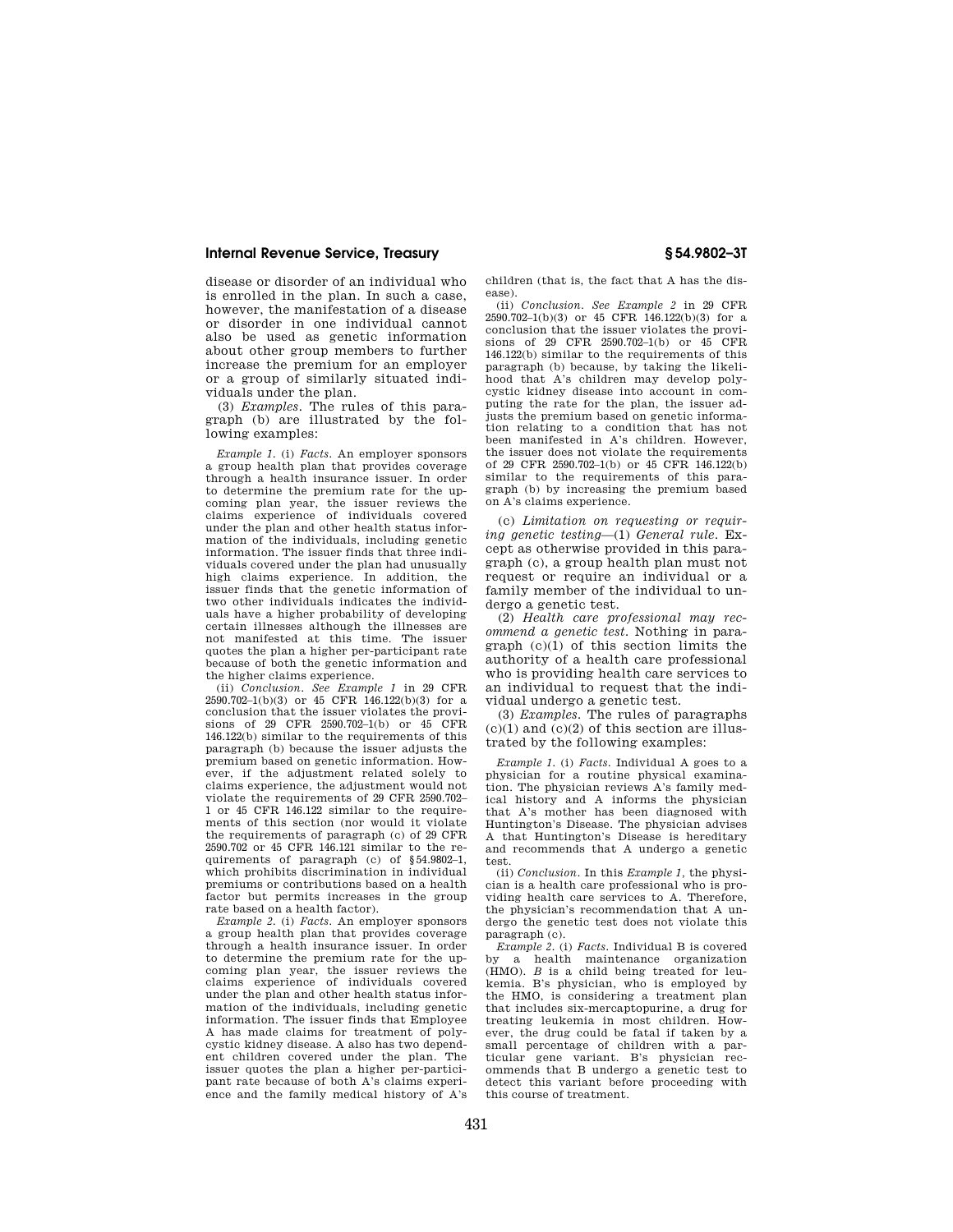disease or disorder of an individual who is enrolled in the plan. In such a case, however, the manifestation of a disease or disorder in one individual cannot also be used as genetic information about other group members to further increase the premium for an employer or a group of similarly situated individuals under the plan.

(3) *Examples.* The rules of this paragraph (b) are illustrated by the following examples:

*Example 1.* (i) *Facts.* An employer sponsors a group health plan that provides coverage through a health insurance issuer. In order to determine the premium rate for the upcoming plan year, the issuer reviews the claims experience of individuals covered under the plan and other health status information of the individuals, including genetic information. The issuer finds that three individuals covered under the plan had unusually high claims experience. In addition, the issuer finds that the genetic information of two other individuals indicates the individuals have a higher probability of developing certain illnesses although the illnesses are not manifested at this time. The issuer quotes the plan a higher per-participant rate because of both the genetic information and the higher claims experience.

(ii) *Conclusion. See Example 1* in 29 CFR 2590.702–1(b)(3) or 45 CFR 146.122(b)(3) for a conclusion that the issuer violates the provisions of 29 CFR 2590.702–1(b) or 45 CFR 146.122(b) similar to the requirements of this paragraph (b) because the issuer adjusts the premium based on genetic information. However, if the adjustment related solely to claims experience, the adjustment would not violate the requirements of 29 CFR 2590.702–1 or 45 CFR 146.122 similar to the requirements of this section (nor would it violate the requirements of paragraph (c) of 29 CFR 2590.702 or 45 CFR 146.121 similar to the requirements of paragraph (c) of §54.9802–1, which prohibits discrimination in individual premiums or contributions based on a health factor but permits increases in the group rate based on a health factor).

*Example 2.* (i) *Facts.* An employer sponsors a group health plan that provides coverage through a health insurance issuer. In order to determine the premium rate for the upcoming plan year, the issuer reviews the claims experience of individuals covered under the plan and other health status information of the individuals, including genetic information. The issuer finds that Employee A has made claims for treatment of polycystic kidney disease. A also has two dependent children covered under the plan. The issuer quotes the plan a higher per-participant rate because of both A's claims experience and the family medical history of A's children (that is, the fact that A has the disease).

(ii) *Conclusion. See Example 2* in 29 CFR 2590.702–1(b)(3) or 45 CFR 146.122(b)(3) for a conclusion that the issuer violates the provisions of 29 CFR 2590.702–1(b) or 45 CFR 146.122(b) similar to the requirements of this paragraph (b) because, by taking the likelihood that A's children may develop polycystic kidney disease into account in computing the rate for the plan, the issuer adjusts the premium based on genetic information relating to a condition that has not been manifested in A's children. However, the issuer does not violate the requirements of 29 CFR 2590.702–1(b) or 45 CFR 146.122(b) similar to the requirements of this paragraph (b) by increasing the premium based on A's claims experience.

(c) *Limitation on requesting or requiring genetic testing*—(1) *General rule.* Except as otherwise provided in this paragraph (c), a group health plan must not request or require an individual or a family member of the individual to undergo a genetic test.

(2) *Health care professional may recommend a genetic test.* Nothing in paragraph (c)(1) of this section limits the authority of a health care professional who is providing health care services to an individual to request that the individual undergo a genetic test.

(3) *Examples.* The rules of paragraphs (c)(1) and (c)(2) of this section are illustrated by the following examples:

*Example 1.* (i) *Facts.* Individual A goes to a physician for a routine physical examination. The physician reviews A's family medical history and A informs the physician that A's mother has been diagnosed with Huntington's Disease. The physician advises A that Huntington's Disease is hereditary and recommends that A undergo a genetic test.

(ii) *Conclusion.* In this *Example 1*, the physician is a health care professional who is providing health care services to A. Therefore, the physician's recommendation that A undergo the genetic test does not violate this paragraph (c).

*Example 2.* (i) *Facts.* Individual B is covered by a health maintenance organization (HMO). *B* is a child being treated for leukemia. B's physician, who is employed by the HMO, is considering a treatment plan that includes six-mercaptopurine, a drug for treating leukemia in most children. However, the drug could be fatal if taken by a small percentage of children with a particular gene variant. B's physician recommends that B undergo a genetic test to detect this variant before proceeding with this course of treatment.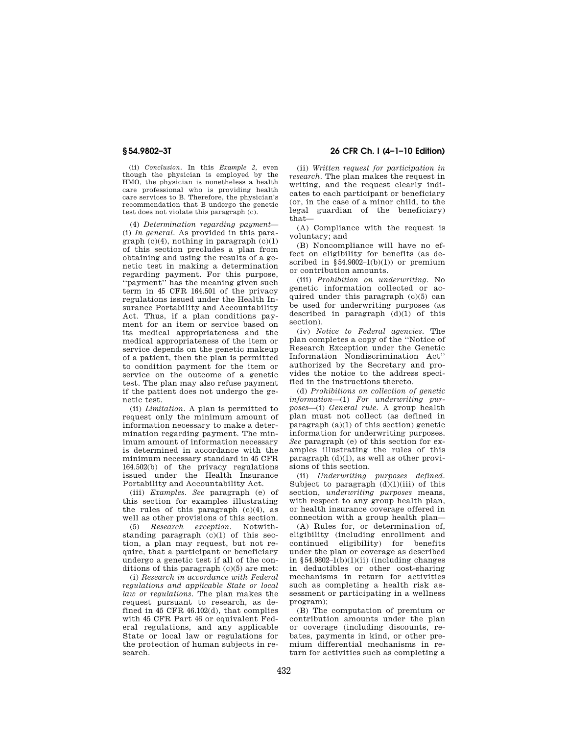(ii) *Conclusion.* In this *Example 2,* even though the physician is employed by the HMO, the physician is nonetheless a health care professional who is providing health care services to B. Therefore, the physician's recommendation that B undergo the genetic test does not violate this paragraph (c).

(4) *Determination regarding payment*—(i) *In general.* As provided in this paragraph (c)(4), nothing in paragraph (c)(1) of this section precludes a plan from obtaining and using the results of a genetic test in making a determination regarding payment. For this purpose, ''payment'' has the meaning given such term in 45 CFR 164.501 of the privacy regulations issued under the Health Insurance Portability and Accountability Act. Thus, if a plan conditions payment for an item or service based on its medical appropriateness and the medical appropriateness of the item or service depends on the genetic makeup of a patient, then the plan is permitted to condition payment for the item or service on the outcome of a genetic test. The plan may also refuse payment if the patient does not undergo the genetic test.

(ii) *Limitation.* A plan is permitted to request only the minimum amount of information necessary to make a determination regarding payment. The minimum amount of information necessary is determined in accordance with the minimum necessary standard in 45 CFR 164.502(b) of the privacy regulations issued under the Health Insurance Portability and Accountability Act.

(iii) *Examples. See* paragraph (e) of this section for examples illustrating the rules of this paragraph (c)(4), as well as other provisions of this section.

(5) *Research exception.* Notwithstanding paragraph (c)(1) of this section, a plan may request, but not require, that a participant or beneficiary undergo a genetic test if all of the conditions of this paragraph (c)(5) are met:

(i) *Research in accordance with Federal regulations and applicable State or local law or regulations.* The plan makes the request pursuant to research, as defined in 45 CFR 46.102(d), that complies with 45 CFR Part 46 or equivalent Federal regulations, and any applicable State or local law or regulations for the protection of human subjects in research.

(ii) *Written request for participation in research.* The plan makes the request in writing, and the request clearly indicates to each participant or beneficiary (or, in the case of a minor child, to the legal guardian of the beneficiary) that—

(A) Compliance with the request is voluntary; and

(B) Noncompliance will have no effect on eligibility for benefits (as described in §54.9802–1(b)(1)) or premium or contribution amounts.

(iii) *Prohibition on underwriting.* No genetic information collected or acquired under this paragraph (c)(5) can be used for underwriting purposes (as described in paragraph (d)(1) of this section).

(iv) *Notice to Federal agencies.* The plan completes a copy of the ''Notice of Research Exception under the Genetic Information Nondiscrimination Act'' authorized by the Secretary and provides the notice to the address specified in the instructions thereto.

(d) *Prohibitions on collection of genetic information*—(1) *For underwriting purposes*—(i) *General rule.* A group health plan must not collect (as defined in paragraph (a)(1) of this section) genetic information for underwriting purposes. *See* paragraph (e) of this section for examples illustrating the rules of this paragraph (d)(1), as well as other provisions of this section.

(ii) *Underwriting purposes defined.* Subject to paragraph (d)(1)(iii) of this section, *underwriting purposes* means, with respect to any group health plan, or health insurance coverage offered in connection with a group health plan—

(A) Rules for, or determination of, eligibility (including enrollment and continued eligibility) for benefits under the plan or coverage as described in §54.9802–1(b)(1)(ii) (including changes in deductibles or other cost-sharing mechanisms in return for activities such as completing a health risk assessment or participating in a wellness program);

(B) The computation of premium or contribution amounts under the plan or coverage (including discounts, rebates, payments in kind, or other premium differential mechanisms in return for activities such as completing a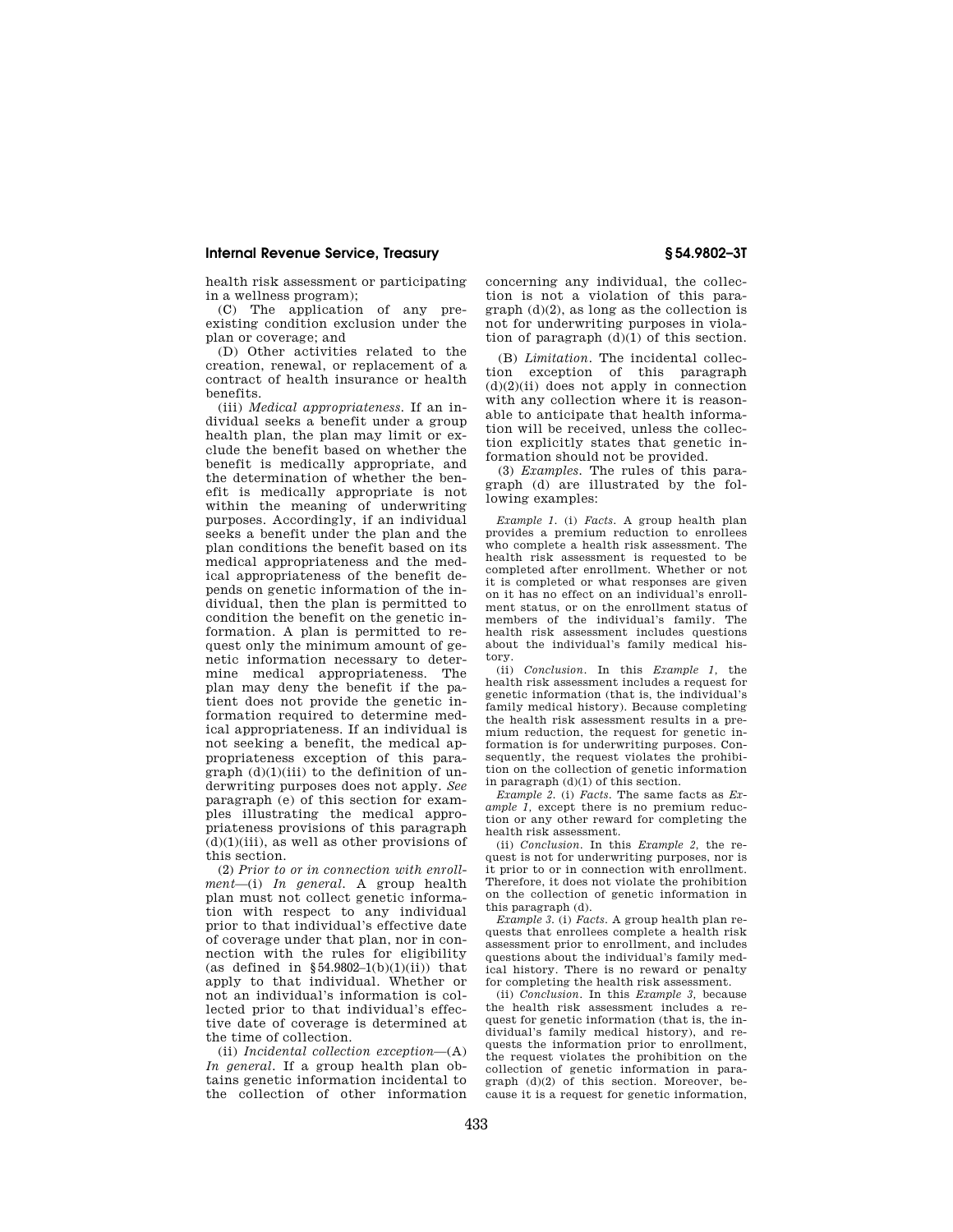health risk assessment or participating in a wellness program);

(C) The application of any preexisting condition exclusion under the plan or coverage; and

(D) Other activities related to the creation, renewal, or replacement of a contract of health insurance or health benefits.

(iii) *Medical appropriateness.* If an individual seeks a benefit under a group health plan, the plan may limit or exclude the benefit based on whether the benefit is medically appropriate, and the determination of whether the benefit is medically appropriate is not within the meaning of underwriting purposes. Accordingly, if an individual seeks a benefit under the plan and the plan conditions the benefit based on its medical appropriateness and the medical appropriateness of the benefit depends on genetic information of the individual, then the plan is permitted to condition the benefit on the genetic information. A plan is permitted to request only the minimum amount of genetic information necessary to determine medical appropriateness. The plan may deny the benefit if the patient does not provide the genetic information required to determine medical appropriateness. If an individual is not seeking a benefit, the medical appropriateness exception of this paragraph (d)(1)(iii) to the definition of underwriting purposes does not apply. *See* paragraph (e) of this section for examples illustrating the medical appropriateness provisions of this paragraph (d)(1)(iii), as well as other provisions of this section.

(2) *Prior to or in connection with enrollment*—(i) *In general.* A group health plan must not collect genetic information with respect to any individual prior to that individual's effective date of coverage under that plan, nor in connection with the rules for eligibility (as defined in §54.9802–1(b)(1)(ii)) that apply to that individual. Whether or not an individual's information is collected prior to that individual's effective date of coverage is determined at the time of collection.

(ii) *Incidental collection exception*—(A) *In general.* If a group health plan obtains genetic information incidental to the collection of other information concerning any individual, the collection is not a violation of this paragraph (d)(2), as long as the collection is not for underwriting purposes in violation of paragraph (d)(1) of this section.

(B) *Limitation.* The incidental collection exception of this paragraph (d)(2)(ii) does not apply in connection with any collection where it is reasonable to anticipate that health information will be received, unless the collection explicitly states that genetic information should not be provided.

(3) *Examples.* The rules of this paragraph (d) are illustrated by the following examples:

*Example 1.* (i) *Facts.* A group health plan provides a premium reduction to enrollees who complete a health risk assessment. The health risk assessment is requested to be completed after enrollment. Whether or not it is completed or what responses are given on it has no effect on an individual's enrollment status, or on the enrollment status of members of the individual's family. The health risk assessment includes questions about the individual's family medical history.

(ii) *Conclusion.* In this *Example 1,* the health risk assessment includes a request for genetic information (that is, the individual's family medical history). Because completing the health risk assessment results in a premium reduction, the request for genetic information is for underwriting purposes. Consequently, the request violates the prohibition on the collection of genetic information in paragraph (d)(1) of this section.

*Example 2.* (i) *Facts.* The same facts as *Example 1,* except there is no premium reduction or any other reward for completing the health risk assessment.

(ii) *Conclusion.* In this *Example 2,* the request is not for underwriting purposes, nor is it prior to or in connection with enrollment. Therefore, it does not violate the prohibition on the collection of genetic information in this paragraph (d).

*Example 3.* (i) *Facts.* A group health plan requests that enrollees complete a health risk assessment prior to enrollment, and includes questions about the individual's family medical history. There is no reward or penalty for completing the health risk assessment.

(ii) *Conclusion.* In this *Example 3,* because the health risk assessment includes a request for genetic information (that is, the individual's family medical history), and requests the information prior to enrollment, the request violates the prohibition on the collection of genetic information in paragraph (d)(2) of this section. Moreover, because it is a request for genetic information,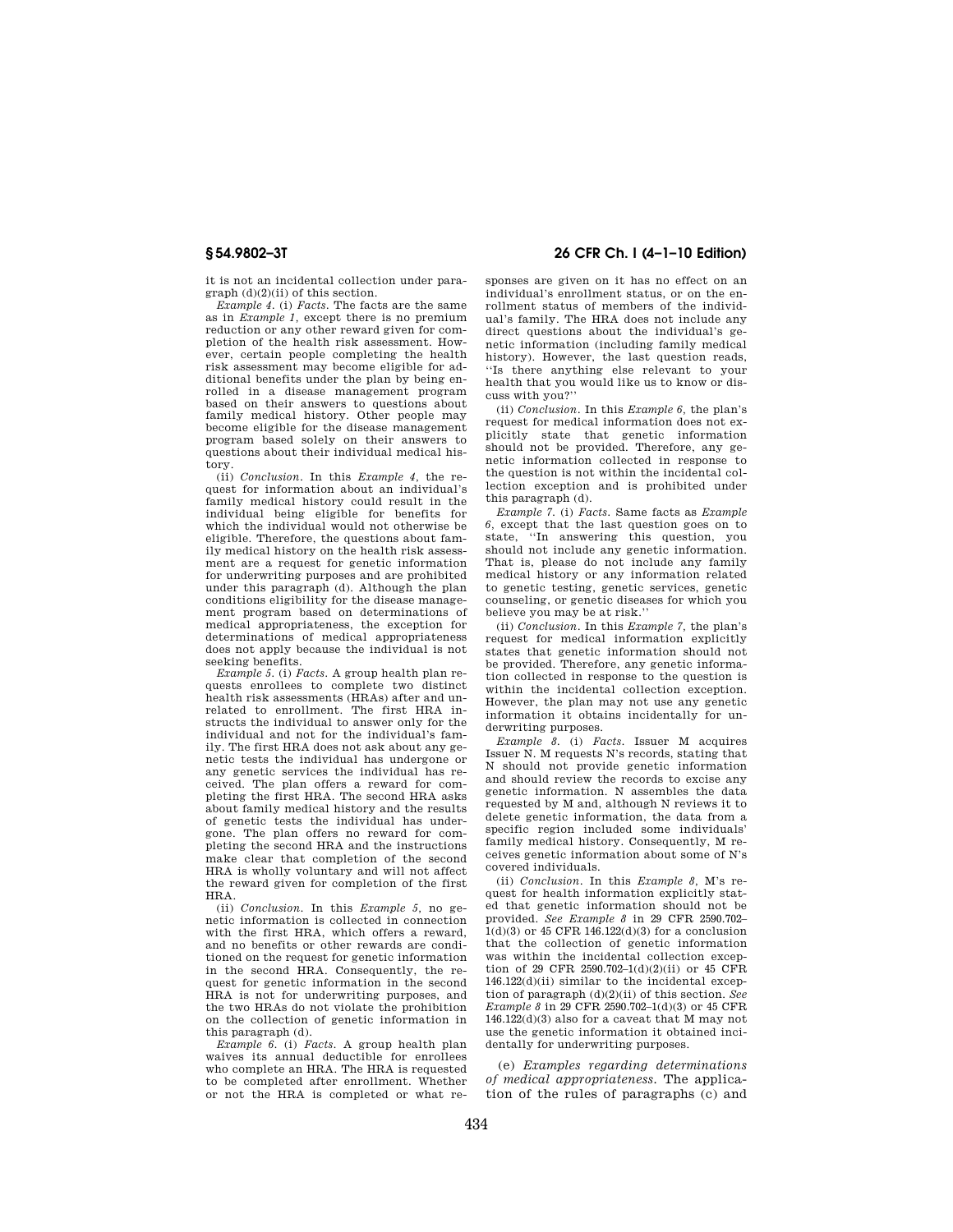it is not an incidental collection under paragraph (d)(2)(ii) of this section.

*Example 4.* (i) *Facts.* The facts are the same as in *Example 1,* except there is no premium reduction or any other reward given for completion of the health risk assessment. However, certain people completing the health risk assessment may become eligible for additional benefits under the plan by being enrolled in a disease management program based on their answers to questions about family medical history. Other people may become eligible for the disease management program based solely on their answers to questions about their individual medical history.

(ii) *Conclusion.* In this *Example 4,* the request for information about an individual's family medical history could result in the individual being eligible for benefits for which the individual would not otherwise be eligible. Therefore, the questions about family medical history on the health risk assessment are a request for genetic information for underwriting purposes and are prohibited under this paragraph (d). Although the plan conditions eligibility for the disease management program based on determinations of medical appropriateness, the exception for determinations of medical appropriateness does not apply because the individual is not seeking benefits.

*Example 5.* (i) *Facts.* A group health plan requests enrollees to complete two distinct health risk assessments (HRAs) after and unrelated to enrollment. The first HRA instructs the individual to answer only for the individual and not for the individual's family. The first HRA does not ask about any genetic tests the individual has undergone or any genetic services the individual has received. The plan offers a reward for completing the first HRA. The second HRA asks about family medical history and the results of genetic tests the individual has undergone. The plan offers no reward for completing the second HRA and the instructions make clear that completion of the second HRA is wholly voluntary and will not affect the reward given for completion of the first HRA.

(ii) *Conclusion.* In this *Example 5,* no genetic information is collected in connection with the first HRA, which offers a reward, and no benefits or other rewards are conditioned on the request for genetic information in the second HRA. Consequently, the request for genetic information in the second HRA is not for underwriting purposes, and the two HRAs do not violate the prohibition on the collection of genetic information in this paragraph (d).

*Example 6.* (i) *Facts.* A group health plan waives its annual deductible for enrollees who complete an HRA. The HRA is requested to be completed after enrollment. Whether or not the HRA is completed or what responses are given on it has no effect on an individual's enrollment status, or on the enrollment status of members of the individual's family. The HRA does not include any direct questions about the individual's genetic information (including family medical history). However, the last question reads, ''Is there anything else relevant to your health that you would like us to know or discuss with you?''

(ii) *Conclusion.* In this *Example 6,* the plan's request for medical information does not explicitly state that genetic information should not be provided. Therefore, any genetic information collected in response to the question is not within the incidental collection exception and is prohibited under this paragraph (d).

*Example 7.* (i) *Facts.* Same facts as *Example 6,* except that the last question goes on to state, ''In answering this question, you should not include any genetic information. That is, please do not include any family medical history or any information related to genetic testing, genetic services, genetic counseling, or genetic diseases for which you believe you may be at risk.''

(ii) *Conclusion.* In this *Example 7,* the plan's request for medical information explicitly states that genetic information should not be provided. Therefore, any genetic information collected in response to the question is within the incidental collection exception. However, the plan may not use any genetic information it obtains incidentally for underwriting purposes.

*Example 8.* (i) *Facts.* Issuer M acquires Issuer N. M requests N's records, stating that N should not provide genetic information and should review the records to excise any genetic information. N assembles the data requested by M and, although N reviews it to delete genetic information, the data from a specific region included some individuals' family medical history. Consequently, M receives genetic information about some of N's covered individuals.

(ii) *Conclusion.* In this *Example 8,* M's request for health information explicitly stated that genetic information should not be provided. *See Example 8* in 29 CFR 2590.702–1(d)(3) or 45 CFR 146.122(d)(3) for a conclusion that the collection of genetic information was within the incidental collection exception of 29 CFR 2590.702–1(d)(2)(ii) or 45 CFR 146.122(d)(ii) similar to the incidental exception of paragraph (d)(2)(ii) of this section. *See Example 8* in 29 CFR 2590.702–1(d)(3) or 45 CFR 146.122(d)(3) also for a caveat that M may not use the genetic information it obtained incidentally for underwriting purposes.

(e) *Examples regarding determinations of medical appropriateness.* The application of the rules of paragraphs (c) and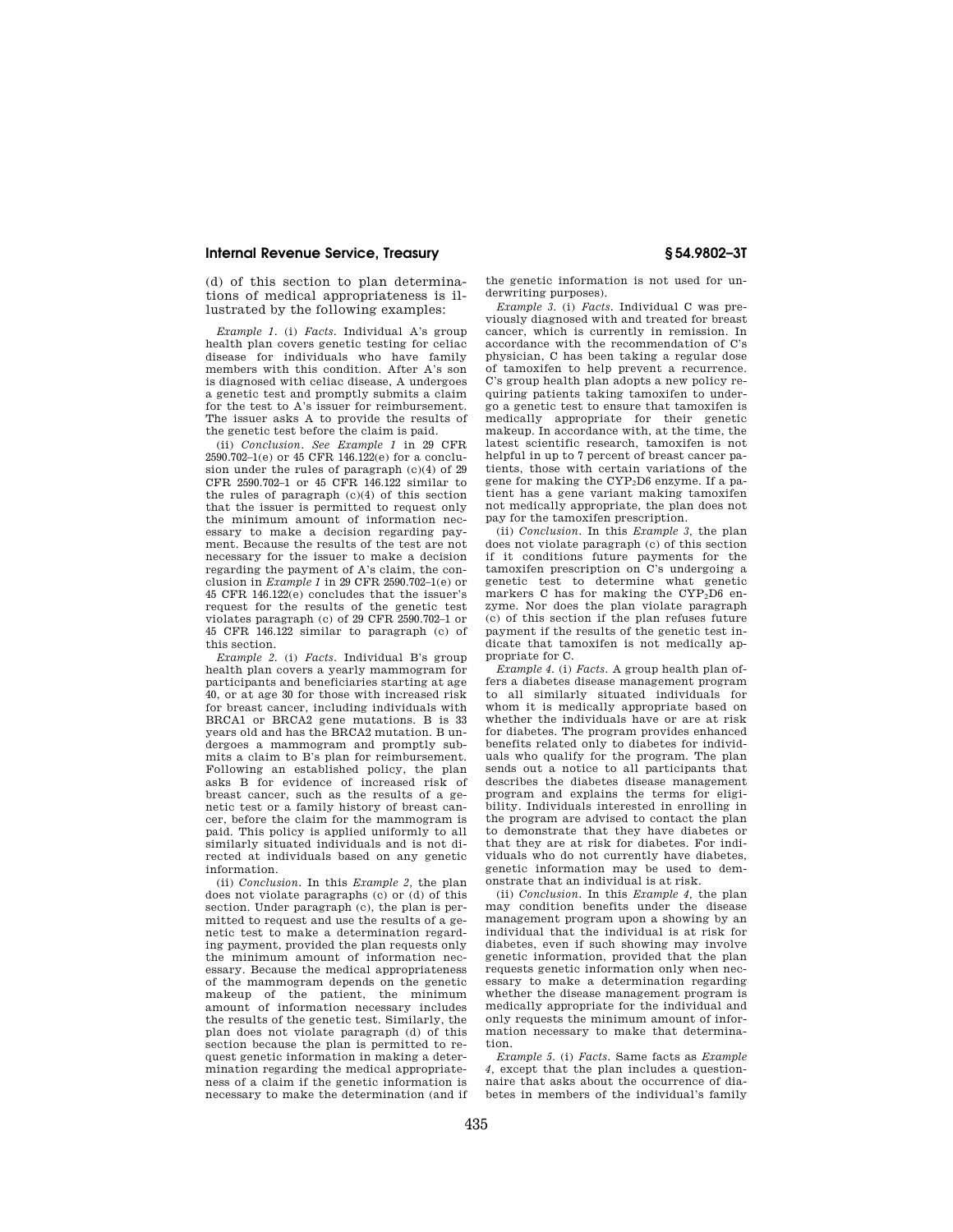(d) of this section to plan determinations of medical appropriateness is illustrated by the following examples:

*Example 1.* (i) *Facts.* Individual A's group health plan covers genetic testing for celiac disease for individuals who have family members with this condition. After A's son is diagnosed with celiac disease, A undergoes a genetic test and promptly submits a claim for the test to A's issuer for reimbursement. The issuer asks A to provide the results of the genetic test before the claim is paid.

(ii) *Conclusion. See Example 1* in 29 CFR 2590.702–1(e) or 45 CFR 146.122(e) for a conclusion under the rules of paragraph (c)(4) of 29 CFR 2590.702–1 or 45 CFR 146.122 similar to the rules of paragraph (c)(4) of this section that the issuer is permitted to request only the minimum amount of information necessary to make a decision regarding payment. Because the results of the test are not necessary for the issuer to make a decision regarding the payment of A's claim, the conclusion in *Example 1* in 29 CFR 2590.702–1(e) or 45 CFR 146.122(e) concludes that the issuer's request for the results of the genetic test violates paragraph (c) of 29 CFR 2590.702–1 or 45 CFR 146.122 similar to paragraph (c) of this section.

*Example 2.* (i) *Facts.* Individual B's group health plan covers a yearly mammogram for participants and beneficiaries starting at age 40, or at age 30 for those with increased risk for breast cancer, including individuals with BRCA1 or BRCA2 gene mutations. B is 33 years old and has the BRCA2 mutation. B undergoes a mammogram and promptly submits a claim to B's plan for reimbursement. Following an established policy, the plan asks B for evidence of increased risk of breast cancer, such as the results of a genetic test or a family history of breast cancer, before the claim for the mammogram is paid. This policy is applied uniformly to all similarly situated individuals and is not directed at individuals based on any genetic information.

(ii) *Conclusion.* In this *Example 2*, the plan does not violate paragraphs (c) or (d) of this section. Under paragraph (c), the plan is permitted to request and use the results of a genetic test to make a determination regarding payment, provided the plan requests only the minimum amount of information necessary. Because the medical appropriateness of the mammogram depends on the genetic makeup of the patient, the minimum amount of information necessary includes the results of the genetic test. Similarly, the plan does not violate paragraph (d) of this section because the plan is permitted to request genetic information in making a determination regarding the medical appropriateness of a claim if the genetic information is necessary to make the determination (and if the genetic information is not used for underwriting purposes).

*Example 3.* (i) *Facts.* Individual C was previously diagnosed with and treated for breast cancer, which is currently in remission. In accordance with the recommendation of C's physician, C has been taking a regular dose of tamoxifen to help prevent a recurrence. C's group health plan adopts a new policy requiring patients taking tamoxifen to undergo a genetic test to ensure that tamoxifen is medically appropriate for their genetic makeup. In accordance with, at the time, the latest scientific research, tamoxifen is not helpful in up to 7 percent of breast cancer patients, those with certain variations of the gene for making the $CYP_2D6$ enzyme. If a patient has a gene variant making tamoxifen not medically appropriate, the plan does not pay for the tamoxifen prescription.

(ii) *Conclusion.* In this *Example 3*, the plan does not violate paragraph (c) of this section if it conditions future payments for the tamoxifen prescription on C's undergoing a genetic test to determine what genetic markers C has for making the $CYP_2D6$ enzyme. Nor does the plan violate paragraph (c) of this section if the plan refuses future payment if the results of the genetic test indicate that tamoxifen is not medically appropriate for C.

*Example 4.* (i) *Facts.* A group health plan offers a diabetes disease management program to all similarly situated individuals for whom it is medically appropriate based on whether the individuals have or are at risk for diabetes. The program provides enhanced benefits related only to diabetes for individuals who qualify for the program. The plan sends out a notice to all participants that describes the diabetes disease management program and explains the terms for eligibility. Individuals interested in enrolling in the program are advised to contact the plan to demonstrate that they have diabetes or that they are at risk for diabetes. For individuals who do not currently have diabetes, genetic information may be used to demonstrate that an individual is at risk.

(ii) *Conclusion.* In this *Example 4*, the plan may condition benefits under the disease management program upon a showing by an individual that the individual is at risk for diabetes, even if such showing may involve genetic information, provided that the plan requests genetic information only when necessary to make a determination regarding whether the disease management program is medically appropriate for the individual and only requests the minimum amount of information necessary to make that determination.

*Example 5.* (i) *Facts.* Same facts as *Example 4*, except that the plan includes a questionnaire that asks about the occurrence of diabetes in members of the individual's family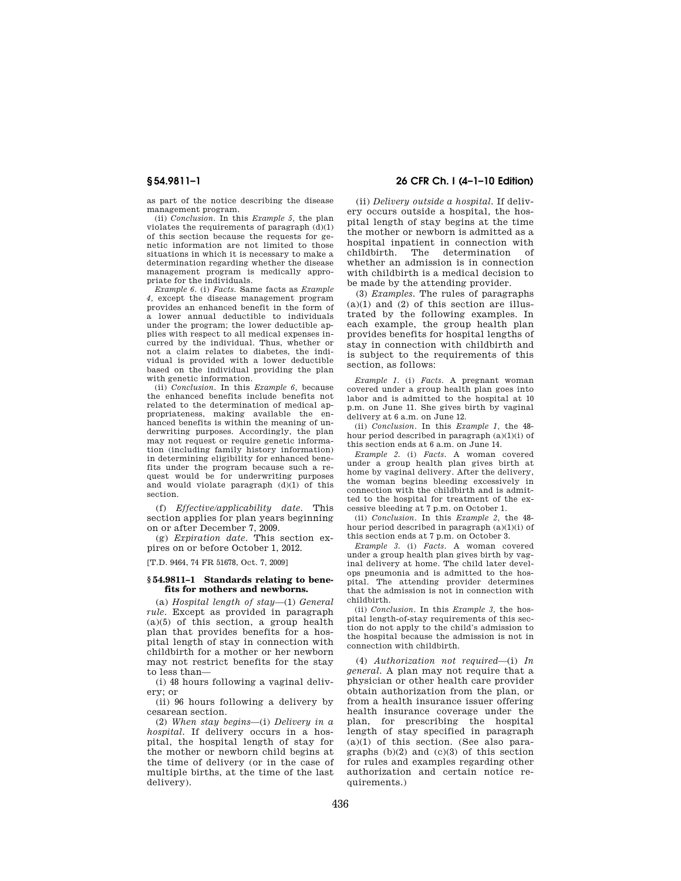as part of the notice describing the disease management program.

(ii) *Conclusion.* In this *Example 5,* the plan violates the requirements of paragraph (d)(1) of this section because the requests for genetic information are not limited to those situations in which it is necessary to make a determination regarding whether the disease management program is medically appropriate for the individuals.

*Example 6.* (i) *Facts.* Same facts as *Example 4,* except the disease management program provides an enhanced benefit in the form of a lower annual deductible to individuals under the program; the lower deductible applies with respect to all medical expenses incurred by the individual. Thus, whether or not a claim relates to diabetes, the individual is provided with a lower deductible based on the individual providing the plan with genetic information.

(ii) *Conclusion.* In this *Example 6,* because the enhanced benefits include benefits not related to the determination of medical appropriateness, making available the enhanced benefits is within the meaning of underwriting purposes. Accordingly, the plan may not request or require genetic information (including family history information) in determining eligibility for enhanced benefits under the program because such a request would be for underwriting purposes and would violate paragraph (d)(1) of this section.

(f) *Effective/applicability date.* This section applies for plan years beginning on or after December 7, 2009.

(g) *Expiration date.* This section expires on or before October 1, 2012.

[T.D. 9464, 74 FR 51678, Oct. 7, 2009]

### § 54.9811–1 Standards relating to benefits for mothers and newborns.

(a) *Hospital length of stay*—(1) *General rule.* Except as provided in paragraph (a)(5) of this section, a group health plan that provides benefits for a hospital length of stay in connection with childbirth for a mother or her newborn may not restrict benefits for the stay to less than—

(i) 48 hours following a vaginal delivery; or

(ii) 96 hours following a delivery by cesarean section.

(2) *When stay begins*—(i) *Delivery in a hospital.* If delivery occurs in a hospital, the hospital length of stay for the mother or newborn child begins at the time of delivery (or in the case of multiple births, at the time of the last delivery).

(ii) *Delivery outside a hospital.* If delivery occurs outside a hospital, the hospital length of stay begins at the time the mother or newborn is admitted as a hospital inpatient in connection with childbirth. The determination of whether an admission is in connection with childbirth is a medical decision to be made by the attending provider.

(3) *Examples.* The rules of paragraphs (a)(1) and (2) of this section are illustrated by the following examples. In each example, the group health plan provides benefits for hospital lengths of stay in connection with childbirth and is subject to the requirements of this section, as follows:

*Example 1.* (i) *Facts.* A pregnant woman covered under a group health plan goes into labor and is admitted to the hospital at 10 p.m. on June 11. She gives birth by vaginal delivery at 6 a.m. on June 12.

(ii) *Conclusion.* In this *Example 1,* the 48-hour period described in paragraph (a)(1)(i) of this section ends at 6 a.m. on June 14.

*Example 2.* (i) *Facts.* A woman covered under a group health plan gives birth at home by vaginal delivery. After the delivery, the woman begins bleeding excessively in connection with the childbirth and is admitted to the hospital for treatment of the excessive bleeding at 7 p.m. on October 1.

(ii) *Conclusion.* In this *Example 2,* the 48-hour period described in paragraph (a)(1)(i) of this section ends at 7 p.m. on October 3.

*Example 3.* (i) *Facts.* A woman covered under a group health plan gives birth by vaginal delivery at home. The child later develops pneumonia and is admitted to the hospital. The attending provider determines that the admission is not in connection with childbirth.

(ii) *Conclusion.* In this *Example 3,* the hospital length-of-stay requirements of this section do not apply to the child's admission to the hospital because the admission is not in connection with childbirth.

(4) *Authorization not required*—(i) *In general.* A plan may not require that a physician or other health care provider obtain authorization from the plan, or from a health insurance issuer offering health insurance coverage under the plan, for prescribing the hospital length of stay specified in paragraph (a)(1) of this section. (See also paragraphs (b)(2) and (c)(3) of this section for rules and examples regarding other authorization and certain notice requirements.)